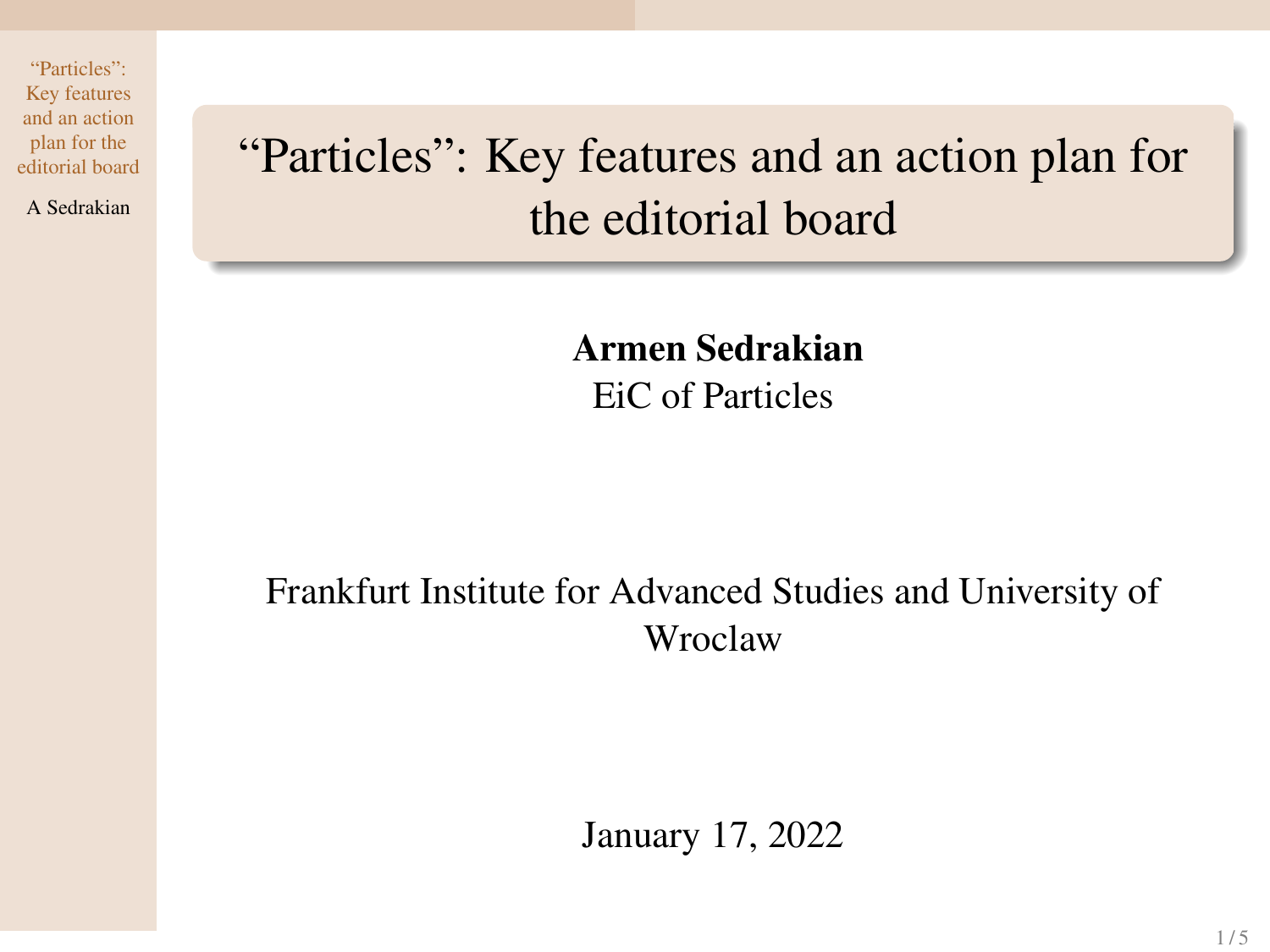# "Particles": Key features and an action plan for the editorial board

**Armen Sedrakian**

EiC of Particles

Frankfurt Institute for Advanced Studies and University of Wroclaw

January 17, 2022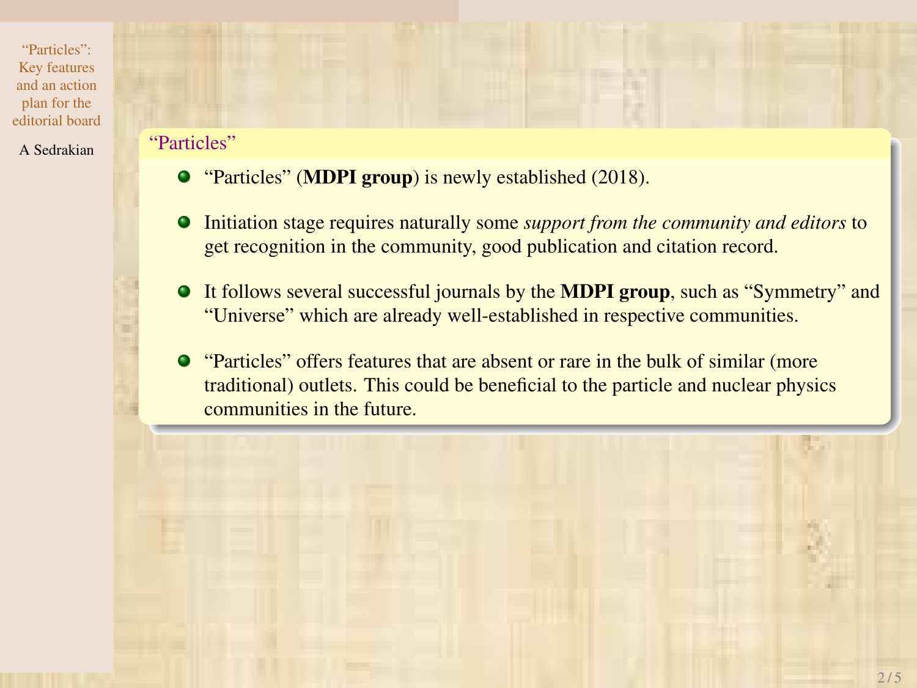## "Particles"

- "Particles" (**MDPI group**) is newly established (2018).
- Initiation stage requires naturally some *support from the community and editors* to get recognition in the community, good publication and citation record.
- It follows several successful journals by the **MDPI group**, such as "Symmetry" and "Universe" which are already well-established in respective communities.
- "Particles" offers features that are absent or rare in the bulk of similar (more traditional) outlets. This could be beneficial to the particle and nuclear physics communities in the future.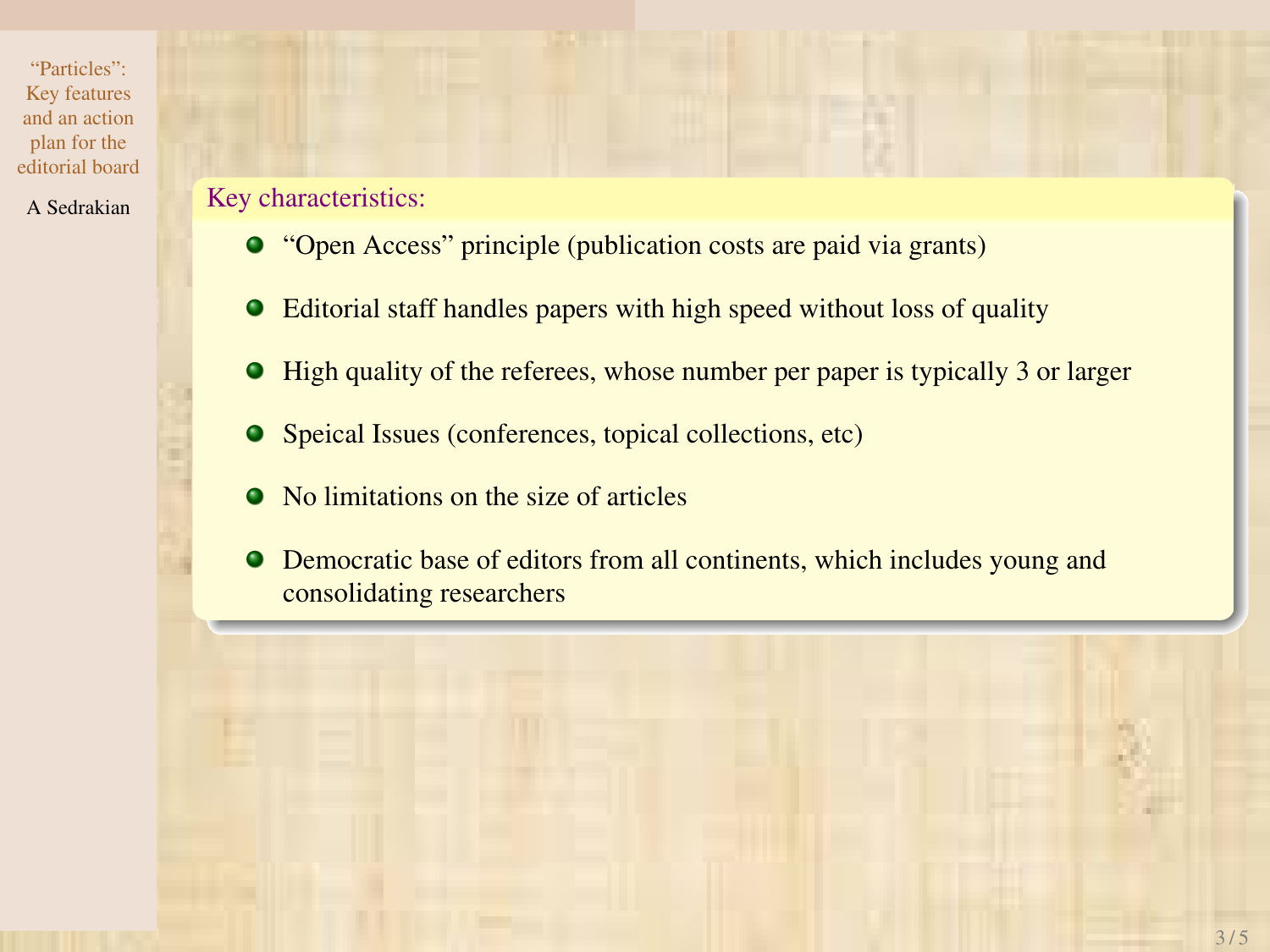**Key characteristics:**

- “Open Access” principle (publication costs are paid via grants)
- Editorial staff handles papers with high speed without loss of quality
- High quality of the referees, whose number per paper is typically 3 or larger
- Speical Issues (conferences, topical collections, etc)
- No limitations on the size of articles
- Democratic base of editors from all continents, which includes young and consolidating researchers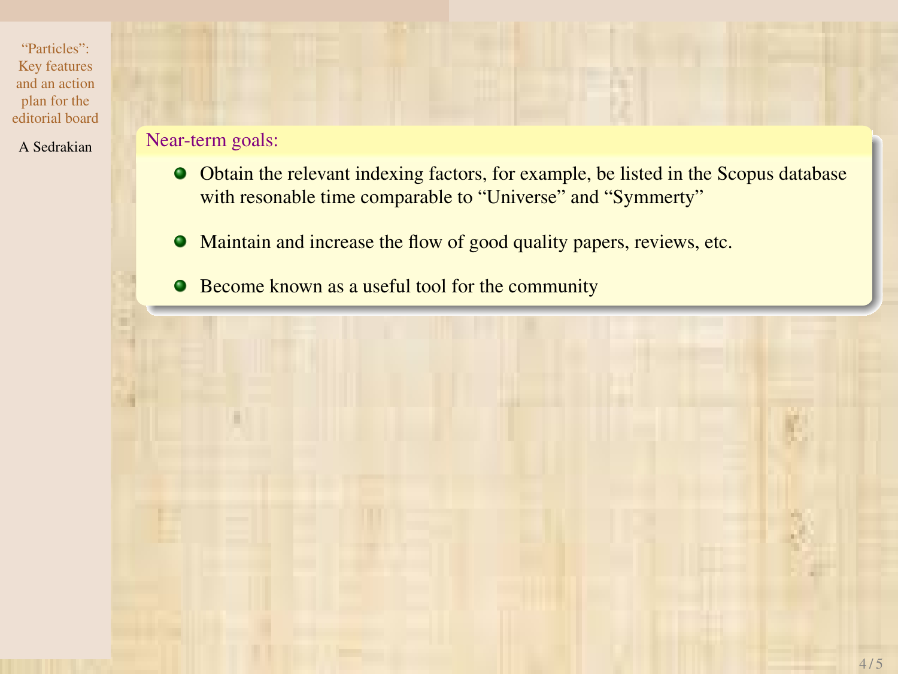## Near-term goals:

- Obtain the relevant indexing factors, for example, be listed in the Scopus database with resonable time comparable to “Universe” and “Symmerty”
- Maintain and increase the flow of good quality papers, reviews, etc.
- Become known as a useful tool for the community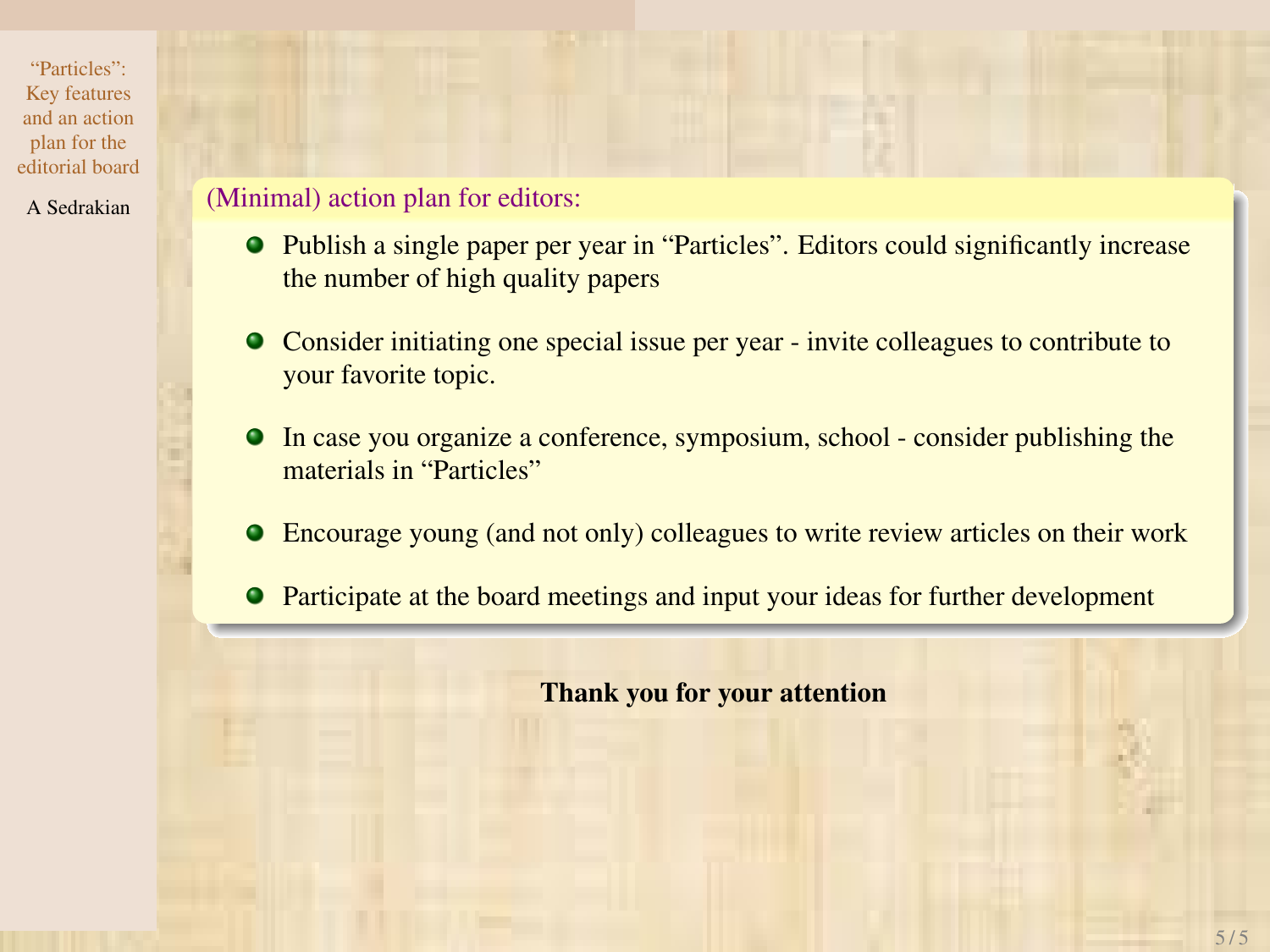## (Minimal) action plan for editors:

- Publish a single paper per year in “Particles”. Editors could significantly increase the number of high quality papers
- Consider initiating one special issue per year - invite colleagues to contribute to your favorite topic.
- In case you organize a conference, symposium, school - consider publishing the materials in “Particles”
- Encourage young (and not only) colleagues to write review articles on their work
- Participate at the board meetings and input your ideas for further development

**Thank you for your attention**